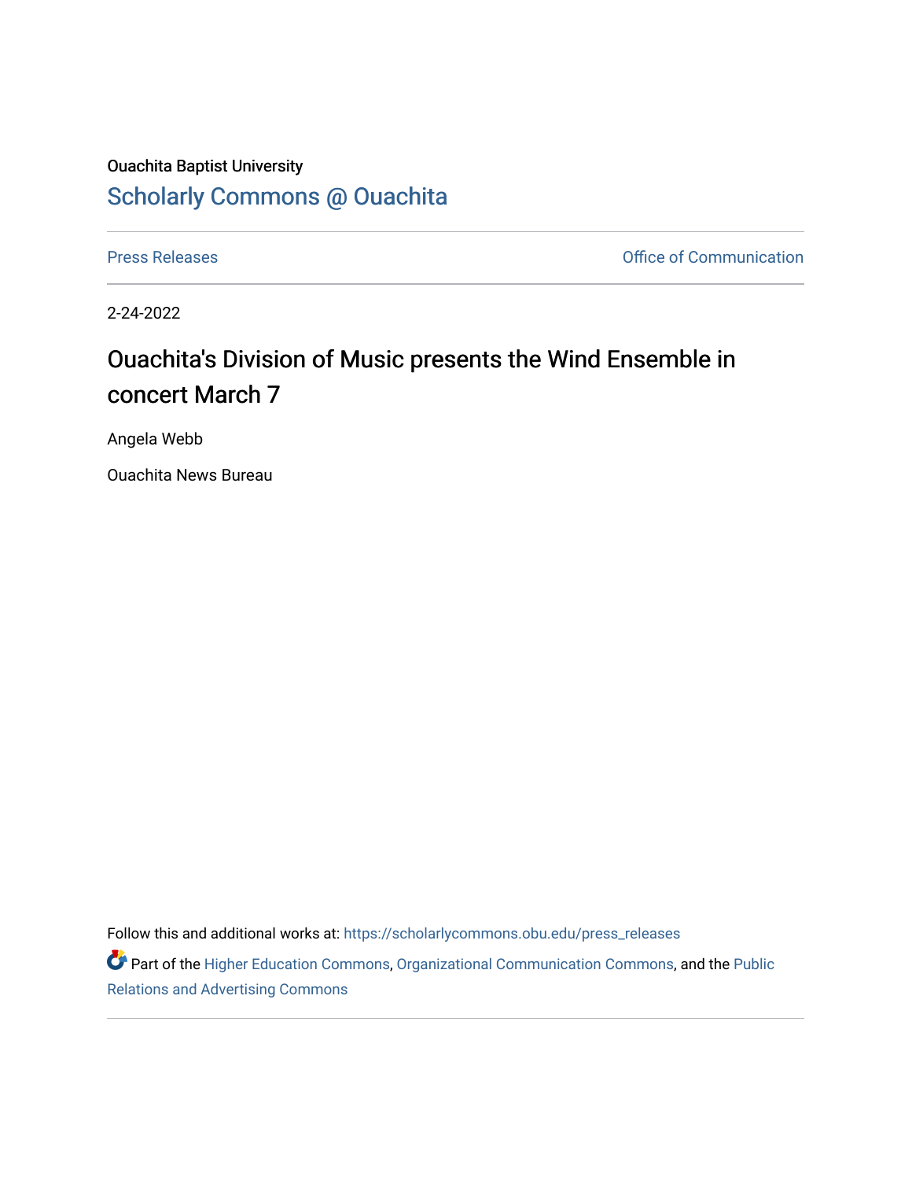Ouachita Baptist University

## Scholarly Commons @ Ouachita

Press Releases | Office of Communication

2-24-2022

# Ouachita's Division of Music presents the Wind Ensemble in concert March 7

Angela Webb

Ouachita News Bureau

Follow this and additional works at: https://scholarlycommons.obu.edu/press_releases

Part of the Higher Education Commons, Organizational Communication Commons, and the Public Relations and Advertising Commons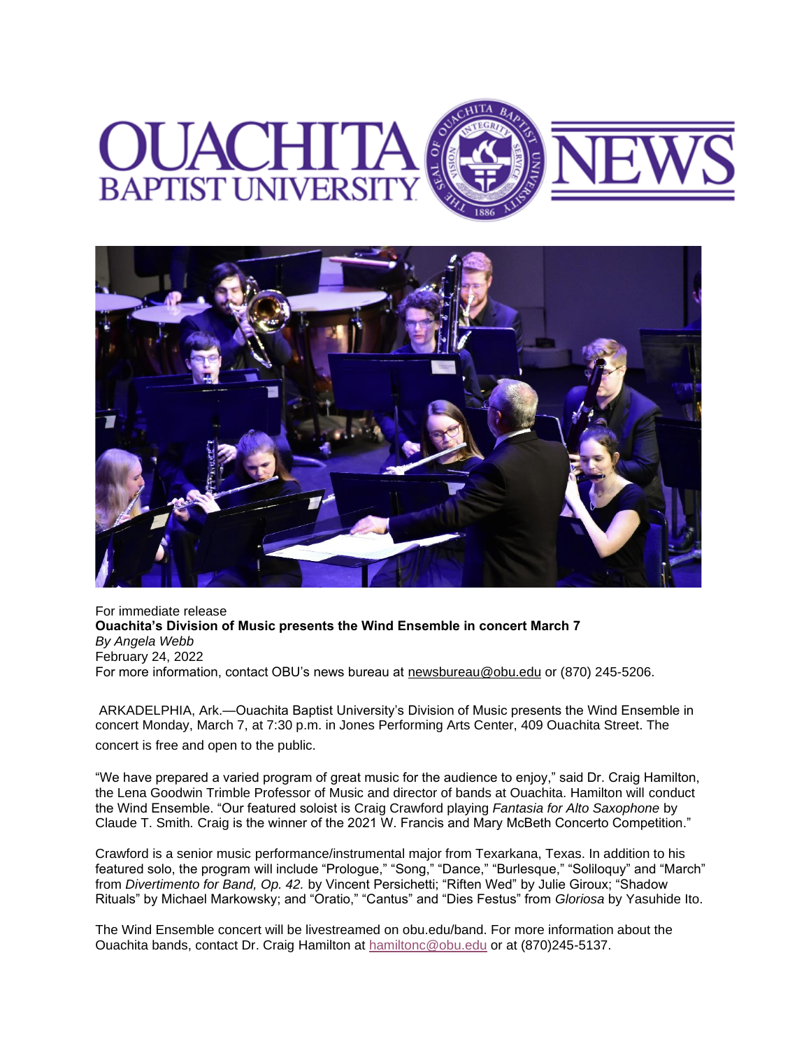For immediate release

**Ouachita's Division of Music presents the Wind Ensemble in concert March 7**

*By Angela Webb*

February 24, 2022

For more information, contact OBU's news bureau at newsbureau@obu.edu or (870) 245-5206.

ARKADELPHIA, Ark.—Ouachita Baptist University's Division of Music presents the Wind Ensemble in concert Monday, March 7, at 7:30 p.m. in Jones Performing Arts Center, 409 Ouachita Street. The concert is free and open to the public.

"We have prepared a varied program of great music for the audience to enjoy," said Dr. Craig Hamilton, the Lena Goodwin Trimble Professor of Music and director of bands at Ouachita. Hamilton will conduct the Wind Ensemble. "Our featured soloist is Craig Crawford playing *Fantasia for Alto Saxophone* by Claude T. Smith. Craig is the winner of the 2021 W. Francis and Mary McBeth Concerto Competition."

Crawford is a senior music performance/instrumental major from Texarkana, Texas. In addition to his featured solo, the program will include "Prologue," "Song," "Dance," "Burlesque," "Soliloquy" and "March" from *Divertimento for Band, Op. 42.* by Vincent Persichetti; "Riften Wed" by Julie Giroux; "Shadow Rituals" by Michael Markowsky; and "Oratio," "Cantus" and "Dies Festus" from *Gloriosa* by Yasuhide Ito.

The Wind Ensemble concert will be livestreamed on obu.edu/band. For more information about the Ouachita bands, contact Dr. Craig Hamilton at hamiltonc@obu.edu or at (870)245-5137.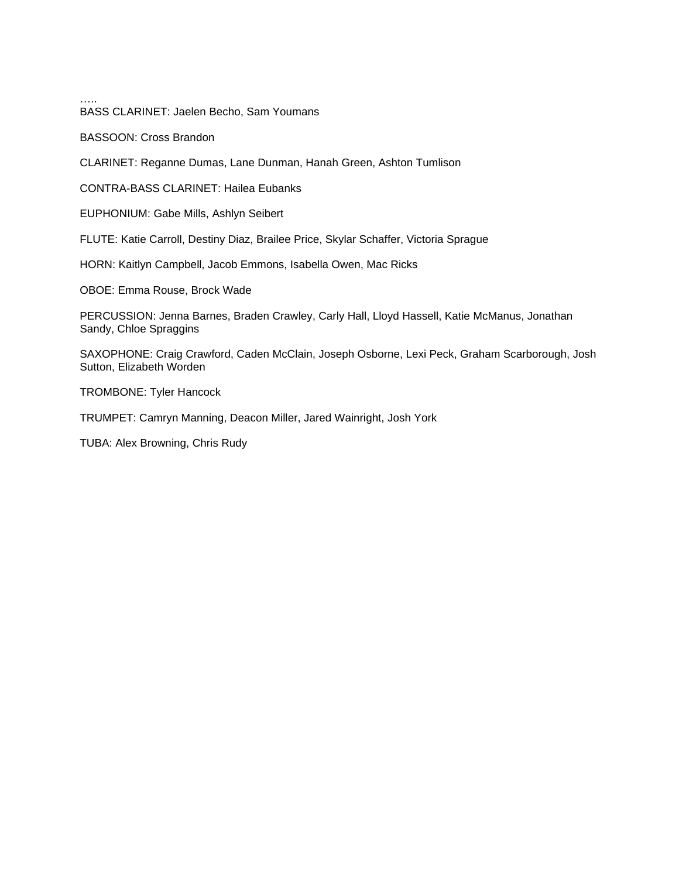…..
BASS CLARINET: Jaelen Becho, Sam Youmans

BASSOON: Cross Brandon

CLARINET: Reganne Dumas, Lane Dunman, Hanah Green, Ashton Tumlison

CONTRA-BASS CLARINET: Hailea Eubanks

EUPHONIUM: Gabe Mills, Ashlyn Seibert

FLUTE: Katie Carroll, Destiny Diaz, Brailee Price, Skylar Schaffer, Victoria Sprague

HORN: Kaitlyn Campbell, Jacob Emmons, Isabella Owen, Mac Ricks

OBOE: Emma Rouse, Brock Wade

PERCUSSION: Jenna Barnes, Braden Crawley, Carly Hall, Lloyd Hassell, Katie McManus, Jonathan Sandy, Chloe Spraggins

SAXOPHONE: Craig Crawford, Caden McClain, Joseph Osborne, Lexi Peck, Graham Scarborough, Josh Sutton, Elizabeth Worden

TROMBONE: Tyler Hancock

TRUMPET: Camryn Manning, Deacon Miller, Jared Wainright, Josh York

TUBA: Alex Browning, Chris Rudy